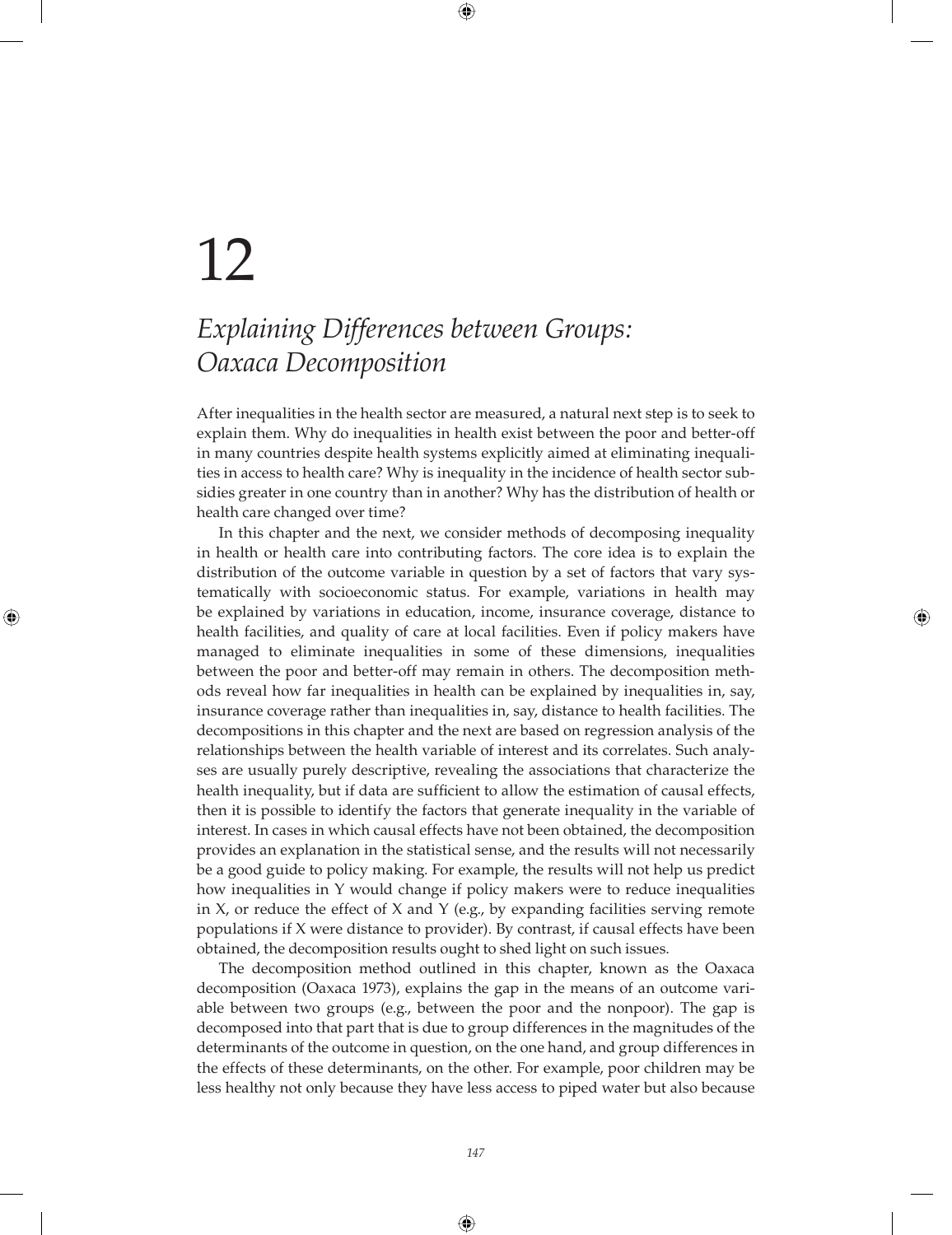# 12

## *Explaining Differences between Groups: Oaxaca Decomposition*

After inequalities in the health sector are measured, a natural next step is to seek to explain them. Why do inequalities in health exist between the poor and better-off in many countries despite health systems explicitly aimed at eliminating inequalities in access to health care? Why is inequality in the incidence of health sector subsidies greater in one country than in another? Why has the distribution of health or health care changed over time?

In this chapter and the next, we consider methods of decomposing inequality in health or health care into contributing factors. The core idea is to explain the distribution of the outcome variable in question by a set of factors that vary systematically with socioeconomic status. For example, variations in health may be explained by variations in education, income, insurance coverage, distance to health facilities, and quality of care at local facilities. Even if policy makers have managed to eliminate inequalities in some of these dimensions, inequalities between the poor and better-off may remain in others. The decomposition methods reveal how far inequalities in health can be explained by inequalities in, say, insurance coverage rather than inequalities in, say, distance to health facilities. The decompositions in this chapter and the next are based on regression analysis of the relationships between the health variable of interest and its correlates. Such analyses are usually purely descriptive, revealing the associations that characterize the health inequality, but if data are sufficient to allow the estimation of causal effects, then it is possible to identify the factors that generate inequality in the variable of interest. In cases in which causal effects have not been obtained, the decomposition provides an explanation in the statistical sense, and the results will not necessarily be a good guide to policy making. For example, the results will not help us predict how inequalities in Y would change if policy makers were to reduce inequalities in X, or reduce the effect of X and Y (e.g., by expanding facilities serving remote populations if X were distance to provider). By contrast, if causal effects have been obtained, the decomposition results ought to shed light on such issues.

The decomposition method outlined in this chapter, known as the Oaxaca decomposition (Oaxaca 1973), explains the gap in the means of an outcome variable between two groups (e.g., between the poor and the nonpoor). The gap is decomposed into that part that is due to group differences in the magnitudes of the determinants of the outcome in question, on the one hand, and group differences in the effects of these determinants, on the other. For example, poor children may be less healthy not only because they have less access to piped water but also because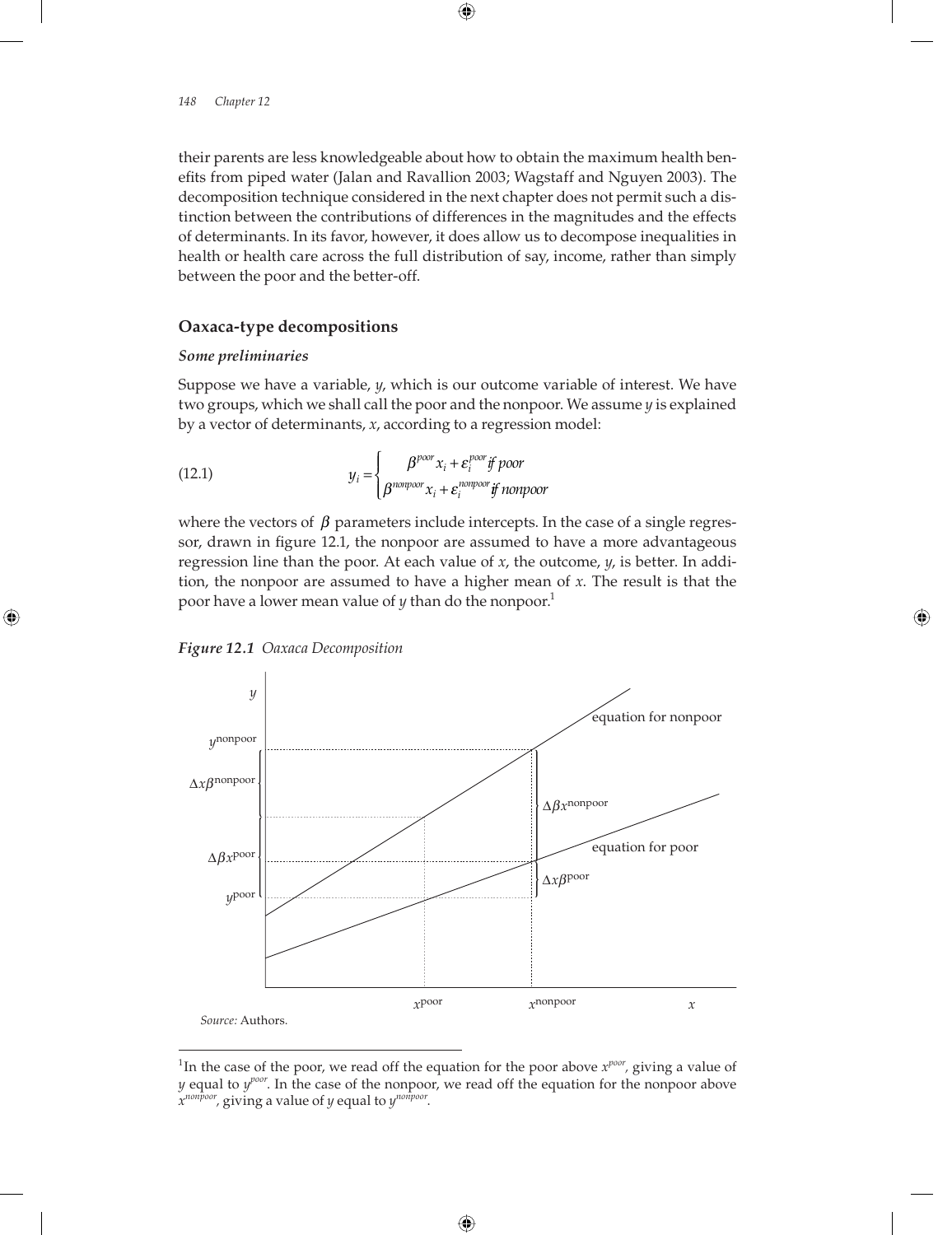their parents are less knowledgeable about how to obtain the maximum health benefits from piped water (Jalan and Ravallion 2003; Wagstaff and Nguyen 2003). The decomposition technique considered in the next chapter does not permit such a distinction between the contributions of differences in the magnitudes and the effects of determinants. In its favor, however, it does allow us to decompose inequalities in health or health care across the full distribution of say, income, rather than simply between the poor and the better-off.

## Oaxaca-type decompositions

### *Some preliminaries*

Suppose we have a variable, *y*, which is our outcome variable of interest. We have two groups, which we shall call the poor and the nonpoor. We assume *y* is explained by a vector of determinants, *x*, according to a regression model:

$$y_i = \begin{cases} \beta^{poor} x_i + \varepsilon_i^{poor} \text{ if poor} \\ \beta^{nonpoor} x_i + \varepsilon_i^{nonpoor} \text{ if nonpoor} \end{cases} \tag{12.1}$$

where the vectors of $\beta$ parameters include intercepts. In the case of a single regressor, drawn in figure 12.1, the nonpoor are assumed to have a more advantageous regression line than the poor. At each value of *x*, the outcome, *y*, is better. In addition, the nonpoor are assumed to have a higher mean of *x*. The result is that the poor have a lower mean value of *y* than do the nonpoor.[1]

***Figure 12.1*** *Oaxaca Decomposition*

*Source:* Authors.

[1]In the case of the poor, we read off the equation for the poor above $x^{poor}$, giving a value of *y* equal to $y^{poor}$. In the case of the nonpoor, we read off the equation for the nonpoor above $x^{nonpoor}$, giving a value of *y* equal to $y^{nonpoor}$.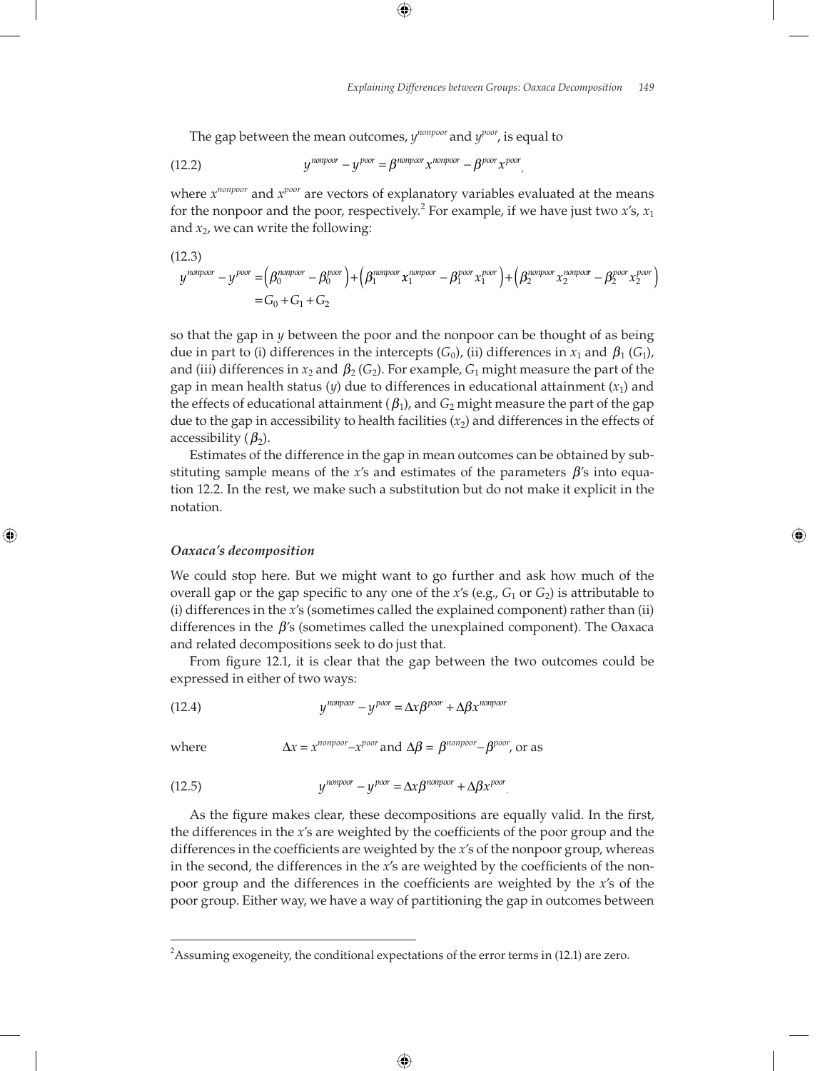The gap between the mean outcomes, $y^{nonpoor}$ and $y^{poor}$, is equal to

$$y^{nonpoor} - y^{poor} = \beta^{nonpoor} x^{nonpoor} - \beta^{poor} x^{poor} \tag{12.2}$$

where $x^{nonpoor}$ and $x^{poor}$ are vectors of explanatory variables evaluated at the means for the nonpoor and the poor, respectively.[2] For example, if we have just two $x$'s, $x_1$ and $x_2$, we can write the following:

(12.3)

$$\begin{aligned} y^{nonpoor} - y^{poor} &= \left(\beta_0^{nonpoor} - \beta_0^{poor}\right) + \left(\beta_1^{nonpoor} x_1^{nonpoor} - \beta_1^{poor} x_1^{poor}\right) + \left(\beta_2^{nonpoor} x_2^{nonpoor} - \beta_2^{poor} x_2^{poor}\right) \\ &= G_0 + G_1 + G_2 \end{aligned}$$

so that the gap in $y$ between the poor and the nonpoor can be thought of as being due in part to (i) differences in the intercepts ($G_0$), (ii) differences in $x_1$ and $\beta_1$ ($G_1$), and (iii) differences in $x_2$ and $\beta_2$ ($G_2$). For example, $G_1$ might measure the part of the gap in mean health status ($y$) due to differences in educational attainment ($x_1$) and the effects of educational attainment ($\beta_1$), and $G_2$ might measure the part of the gap due to the gap in accessibility to health facilities ($x_2$) and differences in the effects of accessibility ($\beta_2$).

Estimates of the difference in the gap in mean outcomes can be obtained by substituting sample means of the $x$'s and estimates of the parameters $\beta$'s into equation 12.2. In the rest, we make such a substitution but do not make it explicit in the notation.

### *Oaxaca's decomposition*

We could stop here. But we might want to go further and ask how much of the overall gap or the gap specific to any one of the $x$'s (e.g., $G_1$ or $G_2$) is attributable to (i) differences in the $x$'s (sometimes called the explained component) rather than (ii) differences in the $\beta$'s (sometimes called the unexplained component). The Oaxaca and related decompositions seek to do just that.

From figure 12.1, it is clear that the gap between the two outcomes could be expressed in either of two ways:

$$y^{nonpoor} - y^{poor} = \Delta x \beta^{poor} + \Delta \beta x^{nonpoor} \tag{12.4}$$

where $\Delta x = x^{nonpoor} - x^{poor}$ and $\Delta \beta = \beta^{nonpoor} - \beta^{poor}$, or as

$$y^{nonpoor} - y^{poor} = \Delta x \beta^{nonpoor} + \Delta \beta x^{poor} \tag{12.5}$$

As the figure makes clear, these decompositions are equally valid. In the first, the differences in the $x$'s are weighted by the coefficients of the poor group and the differences in the coefficients are weighted by the $x$'s of the nonpoor group, whereas in the second, the differences in the $x$'s are weighted by the coefficients of the nonpoor group and the differences in the coefficients are weighted by the $x$'s of the poor group. Either way, we have a way of partitioning the gap in outcomes between

[2] Assuming exogeneity, the conditional expectations of the error terms in (12.1) are zero.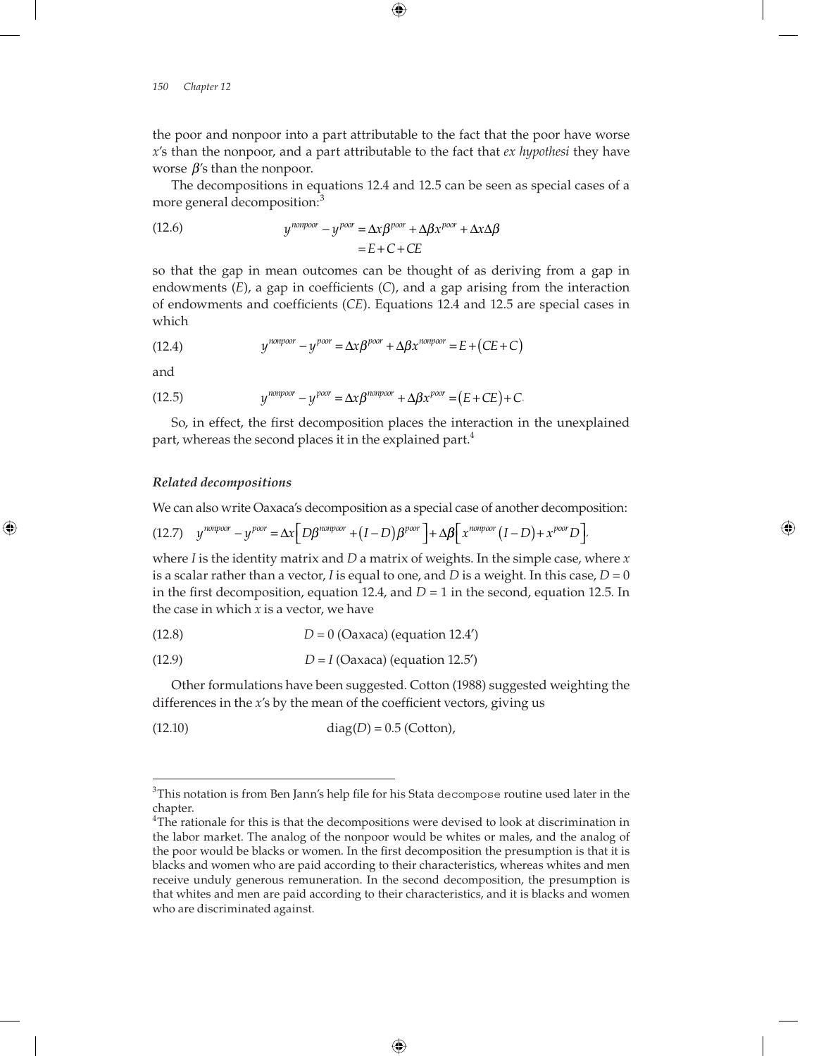the poor and nonpoor into a part attributable to the fact that the poor have worse $x$'s than the nonpoor, and a part attributable to the fact that *ex hypothesi* they have worse $\beta$'s than the nonpoor.

The decompositions in equations 12.4 and 12.5 can be seen as special cases of a more general decomposition:[3]

$$
\begin{aligned}
y^{nonpoor} - y^{poor} &= \Delta x \beta^{poor} + \Delta \beta x^{poor} + \Delta x \Delta \beta \\
&= E + C + CE
\end{aligned}
\tag{12.6}
$$

so that the gap in mean outcomes can be thought of as deriving from a gap in endowments ($E$), a gap in coefficients ($C$), and a gap arising from the interaction of endowments and coefficients ($CE$). Equations 12.4 and 12.5 are special cases in which

$$
y^{nonpoor} - y^{poor} = \Delta x \beta^{poor} + \Delta \beta x^{nonpoor} = E + (CE + C)
\tag{12.4}
$$

and

$$
y^{nonpoor} - y^{poor} = \Delta x \beta^{nonpoor} + \Delta \beta x^{poor} = (E + CE) + C.
\tag{12.5}
$$

So, in effect, the first decomposition places the interaction in the unexplained part, whereas the second places it in the explained part.[4]

### *Related decompositions*

We can also write Oaxaca's decomposition as a special case of another decomposition:

$$
y^{nonpoor} - y^{poor} = \Delta x \left[ D\beta^{nonpoor} + (I - D)\beta^{poor} \right] + \Delta \beta \left[ x^{nonpoor}(I - D) + x^{poor} D \right],
\tag{12.7}
$$

where $I$ is the identity matrix and $D$ a matrix of weights. In the simple case, where $x$ is a scalar rather than a vector, $I$ is equal to one, and $D$ is a weight. In this case, $D = 0$ in the first decomposition, equation 12.4, and $D = 1$ in the second, equation 12.5. In the case in which $x$ is a vector, we have

(12.8) $D = 0$ (Oaxaca) (equation 12.4′)

(12.9) $D = I$ (Oaxaca) (equation 12.5′)

Other formulations have been suggested. Cotton (1988) suggested weighting the differences in the $x$'s by the mean of the coefficient vectors, giving us

(12.10) $\text{diag}(D) = 0.5$ (Cotton),

---

[3] This notation is from Ben Jann's help file for his Stata `decompose` routine used later in the chapter.

[4] The rationale for this is that the decompositions were devised to look at discrimination in the labor market. The analog of the nonpoor would be whites or males, and the analog of the poor would be blacks or women. In the first decomposition the presumption is that it is blacks and women who are paid according to their characteristics, whereas whites and men receive unduly generous remuneration. In the second decomposition, the presumption is that whites and men are paid according to their characteristics, and it is blacks and women who are discriminated against.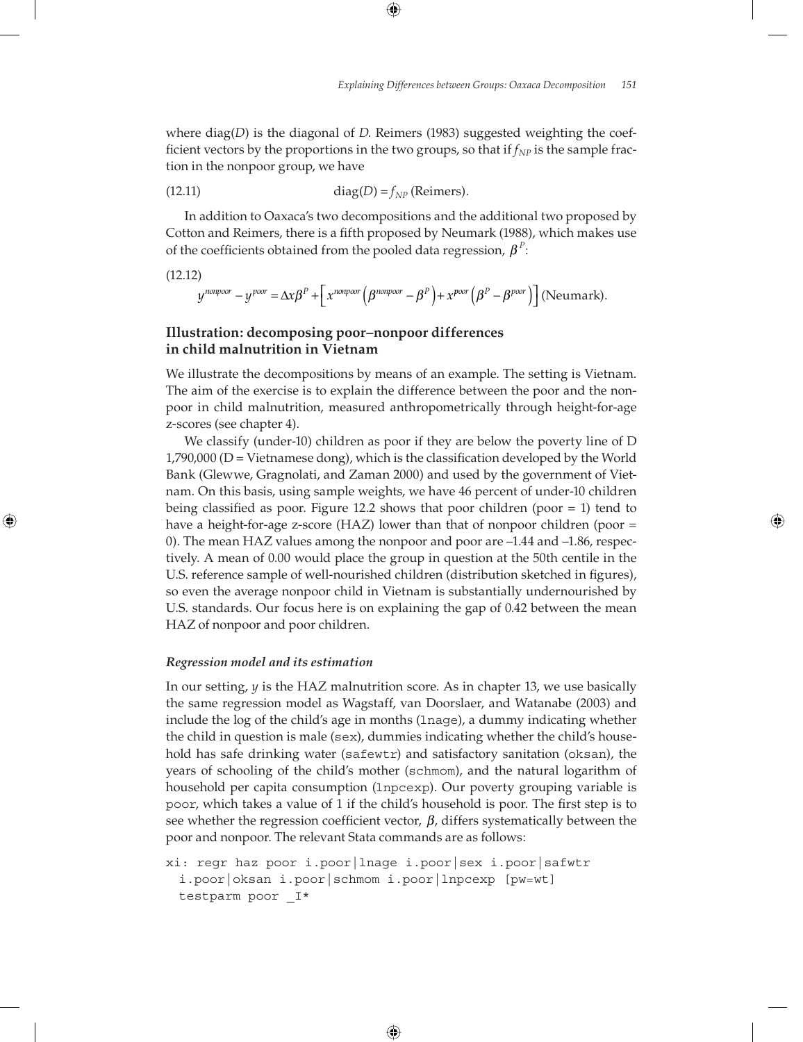where diag($D$) is the diagonal of $D$. Reimers (1983) suggested weighting the coefficient vectors by the proportions in the two groups, so that if $f_{NP}$ is the sample fraction in the nonpoor group, we have

$$\text{diag}(D) = f_{NP} \text{ (Reimers).} \tag{12.11}$$

In addition to Oaxaca's two decompositions and the additional two proposed by Cotton and Reimers, there is a fifth proposed by Neumark (1988), which makes use of the coefficients obtained from the pooled data regression, $\beta^P$:

(12.12)

$$y^{nonpoor} - y^{poor} = \Delta x \beta^P + \left[ x^{nonpoor} \left( \beta^{nonpoor} - \beta^P \right) + x^{poor} \left( \beta^P - \beta^{poor} \right) \right] \text{ (Neumark).}$$

### Illustration: decomposing poor–nonpoor differences in child malnutrition in Vietnam

We illustrate the decompositions by means of an example. The setting is Vietnam. The aim of the exercise is to explain the difference between the poor and the nonpoor in child malnutrition, measured anthropometrically through height-for-age z-scores (see chapter 4).

We classify (under-10) children as poor if they are below the poverty line of D 1,790,000 (D = Vietnamese dong), which is the classification developed by the World Bank (Glewwe, Gragnolati, and Zaman 2000) and used by the government of Vietnam. On this basis, using sample weights, we have 46 percent of under-10 children being classified as poor. Figure 12.2 shows that poor children (poor = 1) tend to have a height-for-age z-score (HAZ) lower than that of nonpoor children (poor = 0). The mean HAZ values among the nonpoor and poor are –1.44 and –1.86, respectively. A mean of 0.00 would place the group in question at the 50th centile in the U.S. reference sample of well-nourished children (distribution sketched in figures), so even the average nonpoor child in Vietnam is substantially undernourished by U.S. standards. Our focus here is on explaining the gap of 0.42 between the mean HAZ of nonpoor and poor children.

#### *Regression model and its estimation*

In our setting, $y$ is the HAZ malnutrition score. As in chapter 13, we use basically the same regression model as Wagstaff, van Doorslaer, and Watanabe (2003) and include the log of the child's age in months (`lnage`), a dummy indicating whether the child in question is male (`sex`), dummies indicating whether the child's household has safe drinking water (`safewtr`) and satisfactory sanitation (`oksan`), the years of schooling of the child's mother (`schmom`), and the natural logarithm of household per capita consumption (`lnpcexp`). Our poverty grouping variable is `poor`, which takes a value of 1 if the child's household is poor. The first step is to see whether the regression coefficient vector, $\beta$, differs systematically between the poor and nonpoor. The relevant Stata commands are as follows:

```
xi: regr haz poor i.poor|lnage i.poor|sex i.poor|safwtr
  i.poor|oksan i.poor|schmom i.poor|lnpcexp [pw=wt]
  testparm poor _I*
```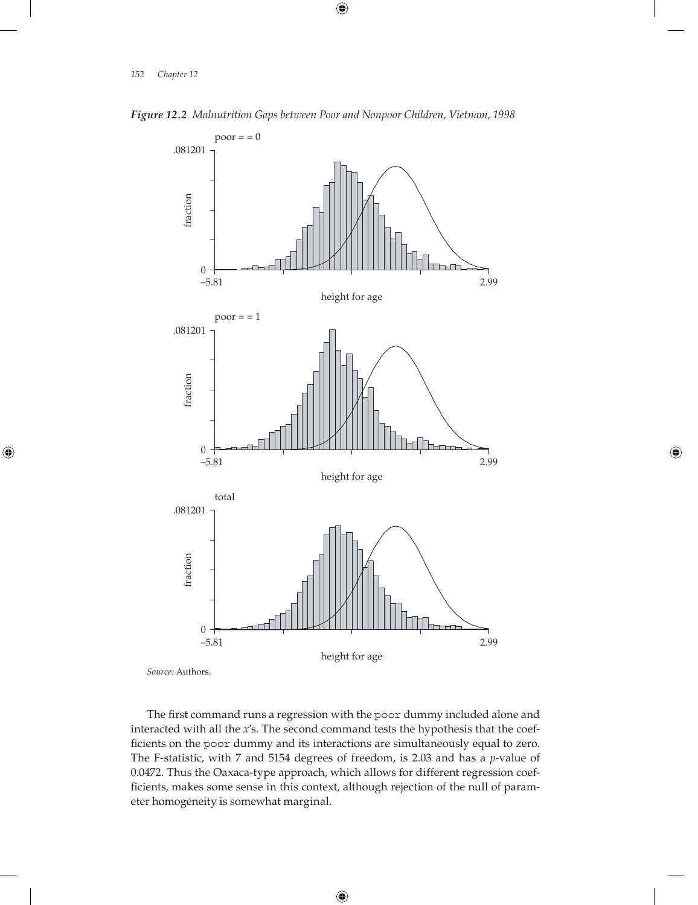*Figure 12.2 Malnutrition Gaps between Poor and Nonpoor Children, Vietnam, 1998*

*Source:* Authors.

The first command runs a regression with the `poor` dummy included alone and interacted with all the *x*'s. The second command tests the hypothesis that the coefficients on the `poor` dummy and its interactions are simultaneously equal to zero. The F-statistic, with 7 and 5154 degrees of freedom, is 2.03 and has a *p*-value of 0.0472. Thus the Oaxaca-type approach, which allows for different regression coefficients, makes some sense in this context, although rejection of the null of parameter homogeneity is somewhat marginal.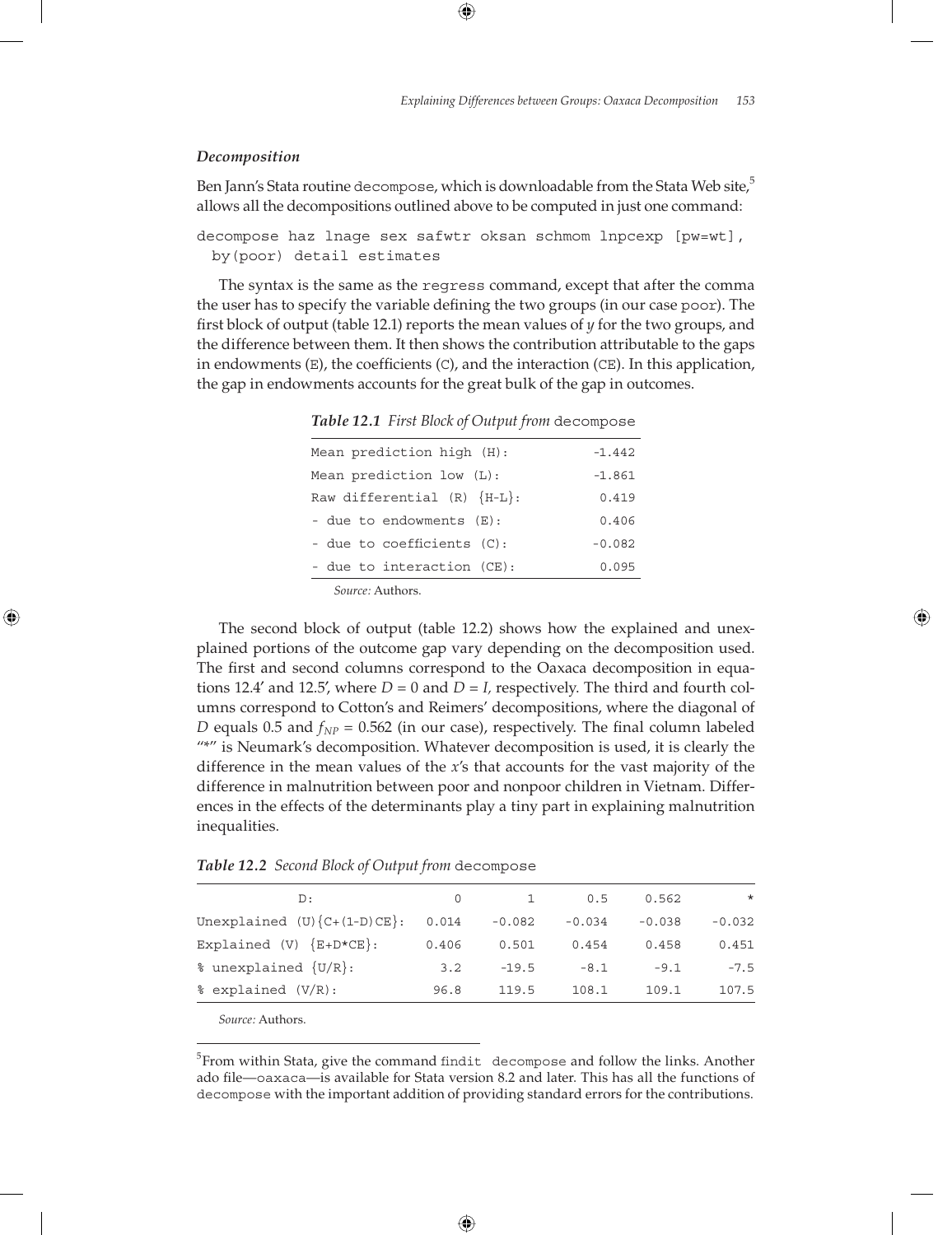### *Decomposition*

Ben Jann's Stata routine `decompose`, which is downloadable from the Stata Web site,[5] allows all the decompositions outlined above to be computed in just one command:

```
decompose haz lnage sex safwtr oksan schmom lnpcexp [pw=wt],
  by(poor) detail estimates
```

The syntax is the same as the `regress` command, except that after the comma the user has to specify the variable defining the two groups (in our case `poor`). The first block of output (table 12.1) reports the mean values of *y* for the two groups, and the difference between them. It then shows the contribution attributable to the gaps in endowments (`E`), the coefficients (`C`), and the interaction (`CE`). In this application, the gap in endowments accounts for the great bulk of the gap in outcomes.

***Table 12.1*** *First Block of Output from* `decompose`

| | |
|---|---|
| Mean prediction high (H): | -1.442 |
| Mean prediction low (L): | -1.861 |
| Raw differential (R) {H-L}: | 0.419 |
| - due to endowments (E): | 0.406 |
| - due to coefficients (C): | -0.082 |
| - due to interaction (CE): | 0.095 |

*Source:* Authors.

The second block of output (table 12.2) shows how the explained and unexplained portions of the outcome gap vary depending on the decomposition used. The first and second columns correspond to the Oaxaca decomposition in equations 12.4′ and 12.5′, where $D = 0$ and $D = I$, respectively. The third and fourth columns correspond to Cotton's and Reimers' decompositions, where the diagonal of $D$ equals 0.5 and $f_{NP} = 0.562$ (in our case), respectively. The final column labeled "*" is Neumark's decomposition. Whatever decomposition is used, it is clearly the difference in the mean values of the *x*'s that accounts for the vast majority of the difference in malnutrition between poor and nonpoor children in Vietnam. Differences in the effects of the determinants play a tiny part in explaining malnutrition inequalities.

***Table 12.2*** *Second Block of Output from* `decompose`

| D: | 0 | 1 | 0.5 | 0.562 | * |
|---|---|---|---|---|---|
| Unexplained (U){C+(1-D)CE}: | 0.014 | -0.082 | -0.034 | -0.038 | -0.032 |
| Explained (V) {E+D*CE}: | 0.406 | 0.501 | 0.454 | 0.458 | 0.451 |
| % unexplained {U/R}: | 3.2 | -19.5 | -8.1 | -9.1 | -7.5 |
| % explained (V/R): | 96.8 | 119.5 | 108.1 | 109.1 | 107.5 |

*Source:* Authors.

---

[5] From within Stata, give the command `findit decompose` and follow the links. Another ado file—`oaxaca`—is available for Stata version 8.2 and later. This has all the functions of `decompose` with the important addition of providing standard errors for the contributions.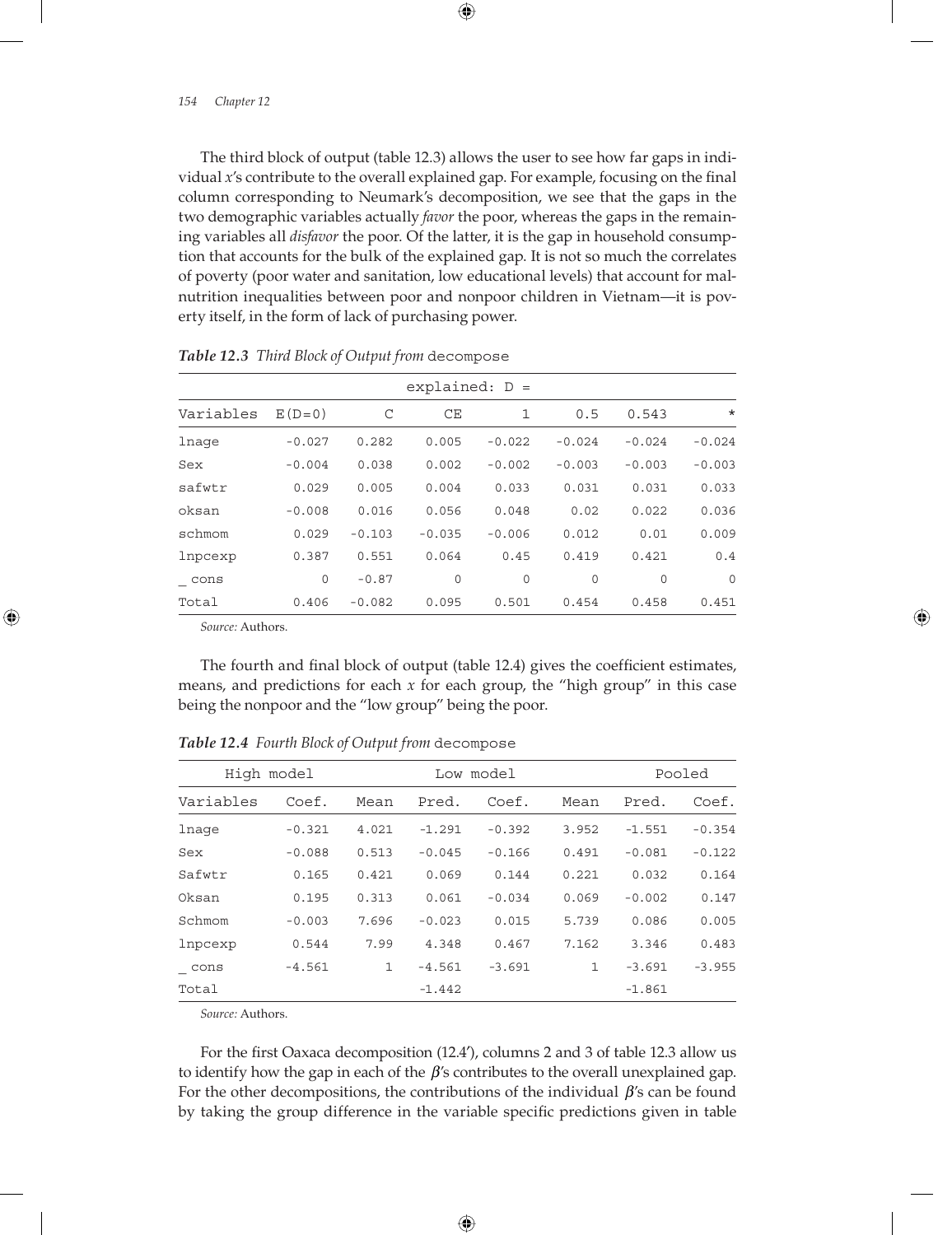The third block of output (table 12.3) allows the user to see how far gaps in individual $x$'s contribute to the overall explained gap. For example, focusing on the final column corresponding to Neumark's decomposition, we see that the gaps in the two demographic variables actually *favor* the poor, whereas the gaps in the remaining variables all *disfavor* the poor. Of the latter, it is the gap in household consumption that accounts for the bulk of the explained gap. It is not so much the correlates of poverty (poor water and sanitation, low educational levels) that account for malnutrition inequalities between poor and nonpoor children in Vietnam—it is poverty itself, in the form of lack of purchasing power.

*Table 12.3 Third Block of Output from* `decompose`

| | explained: D = | | | | | | |
|---|---|---|---|---|---|---|---|
| Variables | E(D=0) | C | CE | 1 | 0.5 | 0.543 | * |
| lnage | -0.027 | 0.282 | 0.005 | -0.022 | -0.024 | -0.024 | -0.024 |
| Sex | -0.004 | 0.038 | 0.002 | -0.002 | -0.003 | -0.003 | -0.003 |
| safwtr | 0.029 | 0.005 | 0.004 | 0.033 | 0.031 | 0.031 | 0.033 |
| oksan | -0.008 | 0.016 | 0.056 | 0.048 | 0.02 | 0.022 | 0.036 |
| schmom | 0.029 | -0.103 | -0.035 | -0.006 | 0.012 | 0.01 | 0.009 |
| lnpcexp | 0.387 | 0.551 | 0.064 | 0.45 | 0.419 | 0.421 | 0.4 |
| _cons | 0 | -0.87 | 0 | 0 | 0 | 0 | 0 |
| Total | 0.406 | -0.082 | 0.095 | 0.501 | 0.454 | 0.458 | 0.451 |

*Source:* Authors.

The fourth and final block of output (table 12.4) gives the coefficient estimates, means, and predictions for each $x$ for each group, the "high group" in this case being the nonpoor and the "low group" being the poor.

*Table 12.4 Fourth Block of Output from* `decompose`

| High model | | | | Low model | | | Pooled |
|---|---|---|---|---|---|---|---|
| Variables | Coef. | Mean | Pred. | Coef. | Mean | Pred. | Coef. |
| lnage | -0.321 | 4.021 | -1.291 | -0.392 | 3.952 | -1.551 | -0.354 |
| Sex | -0.088 | 0.513 | -0.045 | -0.166 | 0.491 | -0.081 | -0.122 |
| Safwtr | 0.165 | 0.421 | 0.069 | 0.144 | 0.221 | 0.032 | 0.164 |
| Oksan | 0.195 | 0.313 | 0.061 | -0.034 | 0.069 | -0.002 | 0.147 |
| Schmom | -0.003 | 7.696 | -0.023 | 0.015 | 5.739 | 0.086 | 0.005 |
| lnpcexp | 0.544 | 7.99 | 4.348 | 0.467 | 7.162 | 3.346 | 0.483 |
| _cons | -4.561 | 1 | -4.561 | -3.691 | 1 | -3.691 | -3.955 |
| Total | | | -1.442 | | | -1.861 | |

*Source:* Authors.

For the first Oaxaca decomposition (12.4′), columns 2 and 3 of table 12.3 allow us to identify how the gap in each of the $\beta$'s contributes to the overall unexplained gap. For the other decompositions, the contributions of the individual $\beta$'s can be found by taking the group difference in the variable specific predictions given in table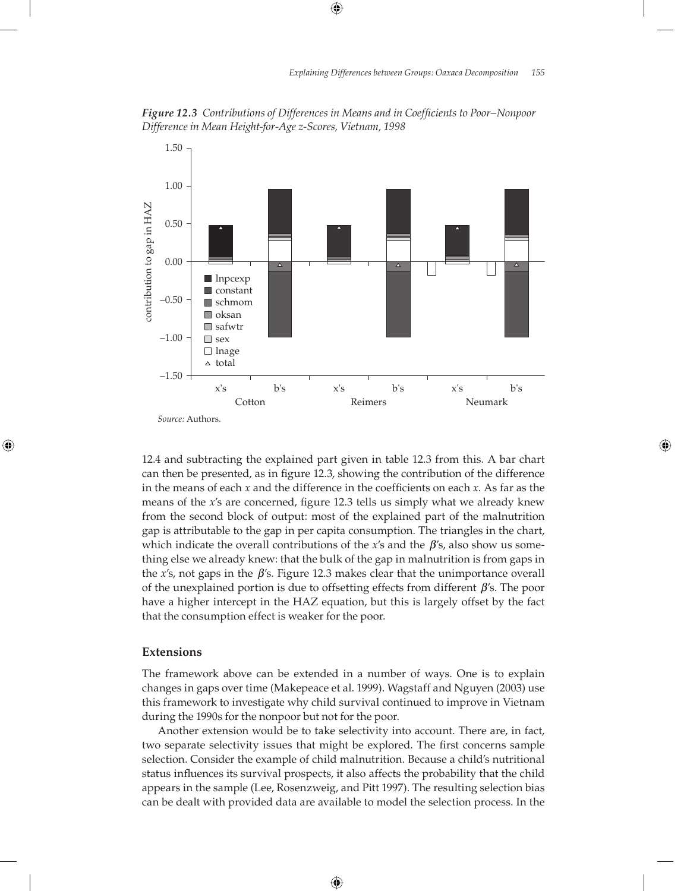*Figure 12.3 Contributions of Differences in Means and in Coefficients to Poor–Nonpoor Difference in Mean Height-for-Age z-Scores, Vietnam, 1998*

*Source:* Authors.

12.4 and subtracting the explained part given in table 12.3 from this. A bar chart can then be presented, as in figure 12.3, showing the contribution of the difference in the means of each $x$ and the difference in the coefficients on each $x$. As far as the means of the $x$'s are concerned, figure 12.3 tells us simply what we already knew from the second block of output: most of the explained part of the malnutrition gap is attributable to the gap in per capita consumption. The triangles in the chart, which indicate the overall contributions of the $x$'s and the $\beta$'s, also show us something else we already knew: that the bulk of the gap in malnutrition is from gaps in the $x$'s, not gaps in the $\beta$'s. Figure 12.3 makes clear that the unimportance overall of the unexplained portion is due to offsetting effects from different $\beta$'s. The poor have a higher intercept in the HAZ equation, but this is largely offset by the fact that the consumption effect is weaker for the poor.

## Extensions

The framework above can be extended in a number of ways. One is to explain changes in gaps over time (Makepeace et al. 1999). Wagstaff and Nguyen (2003) use this framework to investigate why child survival continued to improve in Vietnam during the 1990s for the nonpoor but not for the poor.

Another extension would be to take selectivity into account. There are, in fact, two separate selectivity issues that might be explored. The first concerns sample selection. Consider the example of child malnutrition. Because a child's nutritional status influences its survival prospects, it also affects the probability that the child appears in the sample (Lee, Rosenzweig, and Pitt 1997). The resulting selection bias can be dealt with provided data are available to model the selection process. In the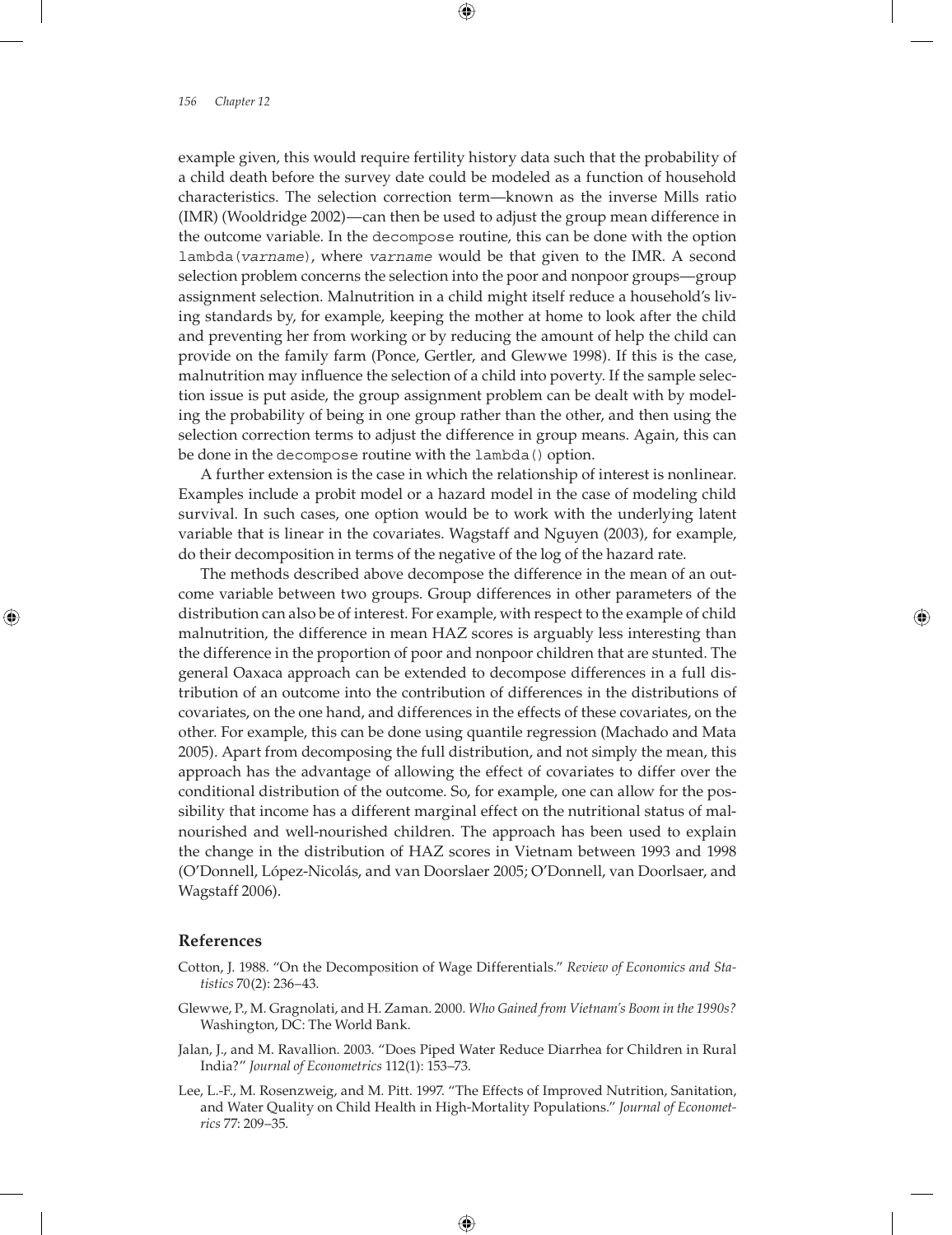example given, this would require fertility history data such that the probability of a child death before the survey date could be modeled as a function of household characteristics. The selection correction term—known as the inverse Mills ratio (IMR) (Wooldridge 2002)—can then be used to adjust the group mean difference in the outcome variable. In the `decompose` routine, this can be done with the option `lambda(varname)`, where *varname* would be that given to the IMR. A second selection problem concerns the selection into the poor and nonpoor groups—group assignment selection. Malnutrition in a child might itself reduce a household's living standards by, for example, keeping the mother at home to look after the child and preventing her from working or by reducing the amount of help the child can provide on the family farm (Ponce, Gertler, and Glewwe 1998). If this is the case, malnutrition may influence the selection of a child into poverty. If the sample selection issue is put aside, the group assignment problem can be dealt with by modeling the probability of being in one group rather than the other, and then using the selection correction terms to adjust the difference in group means. Again, this can be done in the `decompose` routine with the `lambda()` option.

A further extension is the case in which the relationship of interest is nonlinear. Examples include a probit model or a hazard model in the case of modeling child survival. In such cases, one option would be to work with the underlying latent variable that is linear in the covariates. Wagstaff and Nguyen (2003), for example, do their decomposition in terms of the negative of the log of the hazard rate.

The methods described above decompose the difference in the mean of an outcome variable between two groups. Group differences in other parameters of the distribution can also be of interest. For example, with respect to the example of child malnutrition, the difference in mean HAZ scores is arguably less interesting than the difference in the proportion of poor and nonpoor children that are stunted. The general Oaxaca approach can be extended to decompose differences in a full distribution of an outcome into the contribution of differences in the distributions of covariates, on the one hand, and differences in the effects of these covariates, on the other. For example, this can be done using quantile regression (Machado and Mata 2005). Apart from decomposing the full distribution, and not simply the mean, this approach has the advantage of allowing the effect of covariates to differ over the conditional distribution of the outcome. So, for example, one can allow for the possibility that income has a different marginal effect on the nutritional status of malnourished and well-nourished children. The approach has been used to explain the change in the distribution of HAZ scores in Vietnam between 1993 and 1998 (O'Donnell, López-Nicolás, and van Doorslaer 2005; O'Donnell, van Doorlsaer, and Wagstaff 2006).

## References

Cotton, J. 1988. "On the Decomposition of Wage Differentials." *Review of Economics and Statistics* 70(2): 236–43.

Glewwe, P., M. Gragnolati, and H. Zaman. 2000. *Who Gained from Vietnam's Boom in the 1990s?* Washington, DC: The World Bank.

Jalan, J., and M. Ravallion. 2003. "Does Piped Water Reduce Diarrhea for Children in Rural India?" *Journal of Econometrics* 112(1): 153–73.

Lee, L.-F., M. Rosenzweig, and M. Pitt. 1997. "The Effects of Improved Nutrition, Sanitation, and Water Quality on Child Health in High-Mortality Populations." *Journal of Econometrics* 77: 209–35.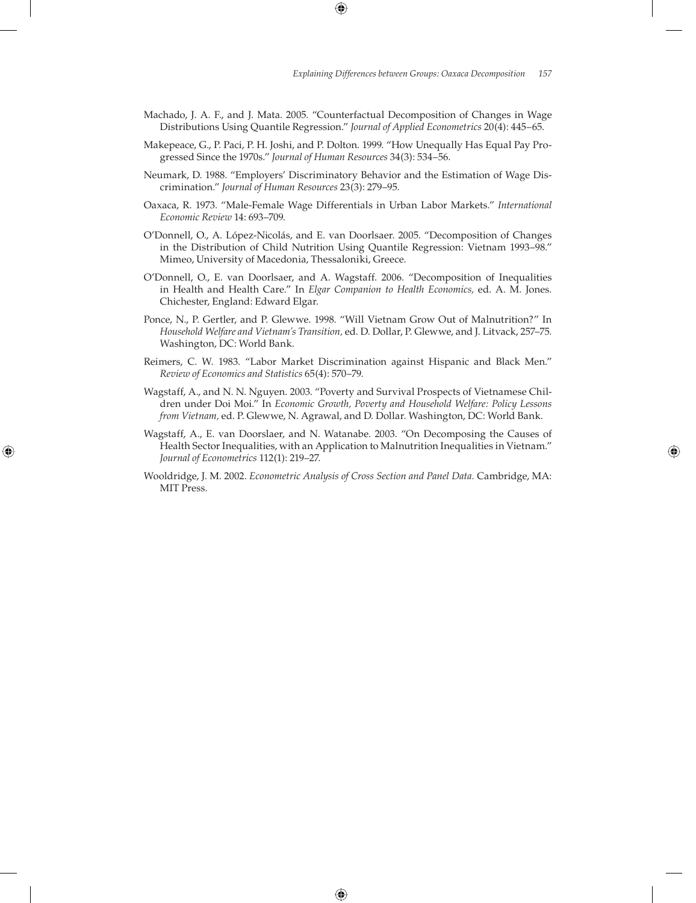Machado, J. A. F., and J. Mata. 2005. "Counterfactual Decomposition of Changes in Wage Distributions Using Quantile Regression." *Journal of Applied Econometrics* 20(4): 445–65.

Makepeace, G., P. Paci, P. H. Joshi, and P. Dolton. 1999. "How Unequally Has Equal Pay Progressed Since the 1970s." *Journal of Human Resources* 34(3): 534–56.

Neumark, D. 1988. "Employers' Discriminatory Behavior and the Estimation of Wage Discrimination." *Journal of Human Resources* 23(3): 279–95.

Oaxaca, R. 1973. "Male-Female Wage Differentials in Urban Labor Markets." *International Economic Review* 14: 693–709.

O'Donnell, O., A. López-Nicolás, and E. van Doorlsaer. 2005. "Decomposition of Changes in the Distribution of Child Nutrition Using Quantile Regression: Vietnam 1993–98." Mimeo, University of Macedonia, Thessaloniki, Greece.

O'Donnell, O., E. van Doorlsaer, and A. Wagstaff. 2006. "Decomposition of Inequalities in Health and Health Care." In *Elgar Companion to Health Economics,* ed. A. M. Jones. Chichester, England: Edward Elgar.

Ponce, N., P. Gertler, and P. Glewwe. 1998. "Will Vietnam Grow Out of Malnutrition?" In *Household Welfare and Vietnam's Transition,* ed. D. Dollar, P. Glewwe, and J. Litvack, 257–75. Washington, DC: World Bank.

Reimers, C. W. 1983. "Labor Market Discrimination against Hispanic and Black Men." *Review of Economics and Statistics* 65(4): 570–79.

Wagstaff, A., and N. N. Nguyen. 2003. "Poverty and Survival Prospects of Vietnamese Children under Doi Moi." In *Economic Growth, Poverty and Household Welfare: Policy Lessons from Vietnam,* ed. P. Glewwe, N. Agrawal, and D. Dollar. Washington, DC: World Bank.

Wagstaff, A., E. van Doorslaer, and N. Watanabe. 2003. "On Decomposing the Causes of Health Sector Inequalities, with an Application to Malnutrition Inequalities in Vietnam." *Journal of Econometrics* 112(1): 219–27.

Wooldridge, J. M. 2002. *Econometric Analysis of Cross Section and Panel Data.* Cambridge, MA: MIT Press.